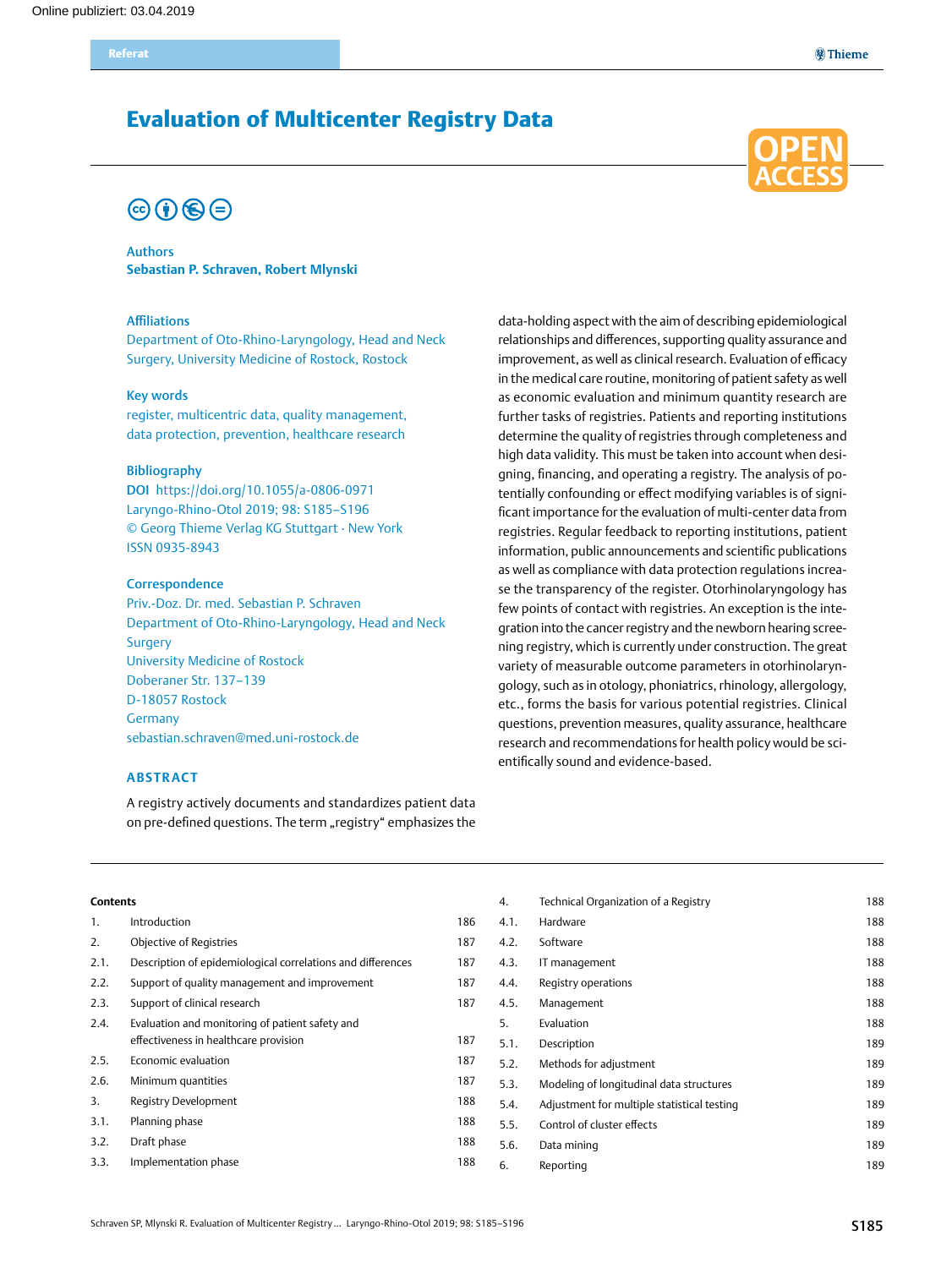Referat

# Evaluation of Multicenter Registry Data

OPEN ACCESS

**Authors**
**Sebastian P. Schraven, Robert Mlynski**

**Affiliations**
Department of Oto-Rhino-Laryngology, Head and Neck Surgery, University Medicine of Rostock, Rostock

**Key words**
register, multicentric data, quality management, data protection, prevention, healthcare research

**Bibliography**
**DOI** https://doi.org/10.1055/a-0806-0971
Laryngo-Rhino-Otol 2019; 98: S185–S196
© Georg Thieme Verlag KG Stuttgart · New York
ISSN 0935-8943

**Correspondence**
Priv.-Doz. Dr. med. Sebastian P. Schraven
Department of Oto-Rhino-Laryngology, Head and Neck Surgery
University Medicine of Rostock
Doberaner Str. 137–139
D-18057 Rostock
Germany
sebastian.schraven@med.uni-rostock.de

## ABSTRACT

A registry actively documents and standardizes patient data on pre-defined questions. The term „registry" emphasizes the data-holding aspect with the aim of describing epidemiological relationships and differences, supporting quality assurance and improvement, as well as clinical research. Evaluation of efficacy in the medical care routine, monitoring of patient safety as well as economic evaluation and minimum quantity research are further tasks of registries. Patients and reporting institutions determine the quality of registries through completeness and high data validity. This must be taken into account when designing, financing, and operating a registry. The analysis of potentially confounding or effect modifying variables is of significant importance for the evaluation of multi-center data from registries. Regular feedback to reporting institutions, patient information, public announcements and scientific publications as well as compliance with data protection regulations increase the transparency of the register. Otorhinolaryngology has few points of contact with registries. An exception is the integration into the cancer registry and the newborn hearing screening registry, which is currently under construction. The great variety of measurable outcome parameters in otorhinolaryngology, such as in otology, phoniatrics, rhinology, allergology, etc., forms the basis for various potential registries. Clinical questions, prevention measures, quality assurance, healthcare research and recommendations for health policy would be scientifically sound and evidence-based.

**Contents**

| | | |
|---|---|---|
| 1. | Introduction | 186 |
| 2. | Objective of Registries | 187 |
| 2.1. | Description of epidemiological correlations and differences | 187 |
| 2.2. | Support of quality management and improvement | 187 |
| 2.3. | Support of clinical research | 187 |
| 2.4. | Evaluation and monitoring of patient safety and effectiveness in healthcare provision | 187 |
| 2.5. | Economic evaluation | 187 |
| 2.6. | Minimum quantities | 187 |
| 3. | Registry Development | 188 |
| 3.1. | Planning phase | 188 |
| 3.2. | Draft phase | 188 |
| 3.3. | Implementation phase | 188 |
| 4. | Technical Organization of a Registry | 188 |
| 4.1. | Hardware | 188 |
| 4.2. | Software | 188 |
| 4.3. | IT management | 188 |
| 4.4. | Registry operations | 188 |
| 4.5. | Management | 188 |
| 5. | Evaluation | 188 |
| 5.1. | Description | 189 |
| 5.2. | Methods for adjustment | 189 |
| 5.3. | Modeling of longitudinal data structures | 189 |
| 5.4. | Adjustment for multiple statistical testing | 189 |
| 5.5. | Control of cluster effects | 189 |
| 5.6. | Data mining | 189 |
| 6. | Reporting | 189 |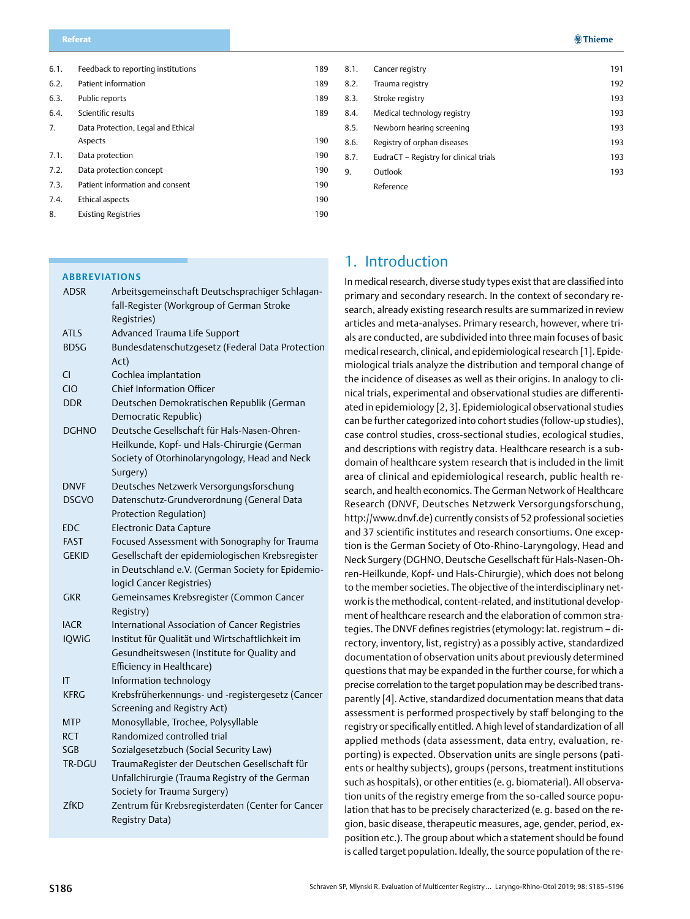| | | |
|---|---|---|
| 6.1. | Feedback to reporting institutions | 189 |
| 6.2. | Patient information | 189 |
| 6.3. | Public reports | 189 |
| 6.4. | Scientific results | 189 |
| 7. | Data Protection, Legal and Ethical Aspects | 190 |
| 7.1. | Data protection | 190 |
| 7.2. | Data protection concept | 190 |
| 7.3. | Patient information and consent | 190 |
| 7.4. | Ethical aspects | 190 |
| 8. | Existing Registries | 190 |
| 8.1. | Cancer registry | 191 |
| 8.2. | Trauma registry | 192 |
| 8.3. | Stroke registry | 193 |
| 8.4. | Medical technology registry | 193 |
| 8.5. | Newborn hearing screening | 193 |
| 8.6. | Registry of orphan diseases | 193 |
| 8.7. | EudraCT – Registry for clinical trials | 193 |
| 9. | Outlook | 193 |
| | Reference | |

**ABBREVIATIONS**

| | |
|---|---|
| ADSR | Arbeitsgemeinschaft Deutschsprachiger Schlaganfall-Register (Workgroup of German Stroke Registries) |
| ATLS | Advanced Trauma Life Support |
| BDSG | Bundesdatenschutzgesetz (Federal Data Protection Act) |
| CI | Cochlea implantation |
| CIO | Chief Information Officer |
| DDR | Deutschen Demokratischen Republik (German Democratic Republic) |
| DGHNO | Deutsche Gesellschaft für Hals-Nasen-Ohren-Heilkunde, Kopf- und Hals-Chirurgie (German Society of Otorhinolaryngology, Head and Neck Surgery) |
| DNVF | Deutsches Netzwerk Versorgungsforschung |
| DSGVO | Datenschutz-Grundverordnung (General Data Protection Regulation) |
| EDC | Electronic Data Capture |
| FAST | Focused Assessment with Sonography for Trauma |
| GEKID | Gesellschaft der epidemiologischen Krebsregister in Deutschland e.V. (German Society for Epidemiologicl Cancer Registries) |
| GKR | Gemeinsames Krebsregister (Common Cancer Registry) |
| IACR | International Association of Cancer Registries |
| IQWiG | Institut für Qualität und Wirtschaftlichkeit im Gesundheitswesen (Institute for Quality and Efficiency in Healthcare) |
| IT | Information technology |
| KFRG | Krebsfrüherkennungs- und -registergesetz (Cancer Screening and Registry Act) |
| MTP | Monosyllable, Trochee, Polysyllable |
| RCT | Randomized controlled trial |
| SGB | Sozialgesetzbuch (Social Security Law) |
| TR-DGU | TraumaRegister der Deutschen Gesellschaft für Unfallchirurgie (Trauma Registry of the German Society for Trauma Surgery) |
| ZfKD | Zentrum für Krebsregisterdaten (Center for Cancer Registry Data) |

## 1. Introduction

In medical research, diverse study types exist that are classified into primary and secondary research. In the context of secondary research, already existing research results are summarized in review articles and meta-analyses. Primary research, however, where trials are conducted, are subdivided into three main focuses of basic medical research, clinical, and epidemiological research [1]. Epidemiological trials analyze the distribution and temporal change of the incidence of diseases as well as their origins. In analogy to clinical trials, experimental and observational studies are differentiated in epidemiology [2, 3]. Epidemiological observational studies can be further categorized into cohort studies (follow-up studies), case control studies, cross-sectional studies, ecological studies, and descriptions with registry data. Healthcare research is a subdomain of healthcare system research that is included in the limit area of clinical and epidemiological research, public health research, and health economics. The German Network of Healthcare Research (DNVF, Deutsches Netzwerk Versorgungsforschung, http://www.dnvf.de) currently consists of 52 professional societies and 37 scientific institutes and research consortiums. One exception is the German Society of Oto-Rhino-Laryngology, Head and Neck Surgery (DGHNO, Deutsche Gesellschaft für Hals-Nasen-Ohren-Heilkunde, Kopf- und Hals-Chirurgie), which does not belong to the member societies. The objective of the interdisciplinary network is the methodical, content-related, and institutional development of healthcare research and the elaboration of common strategies. The DNVF defines registries (etymology: lat. registrum – directory, inventory, list, registry) as a possibly active, standardized documentation of observation units about previously determined questions that may be expanded in the further course, for which a precise correlation to the target population may be described transparently [4]. Active, standardized documentation means that data assessment is performed prospectively by staff belonging to the registry or specifically entitled. A high level of standardization of all applied methods (data assessment, data entry, evaluation, reporting) is expected. Observation units are single persons (patients or healthy subjects), groups (persons, treatment institutions such as hospitals), or other entities (e. g. biomaterial). All observation units of the registry emerge from the so-called source population that has to be precisely characterized (e. g. based on the region, basic disease, therapeutic measures, age, gender, period, exposition etc.). The group about which a statement should be found is called target population. Ideally, the source population of the re-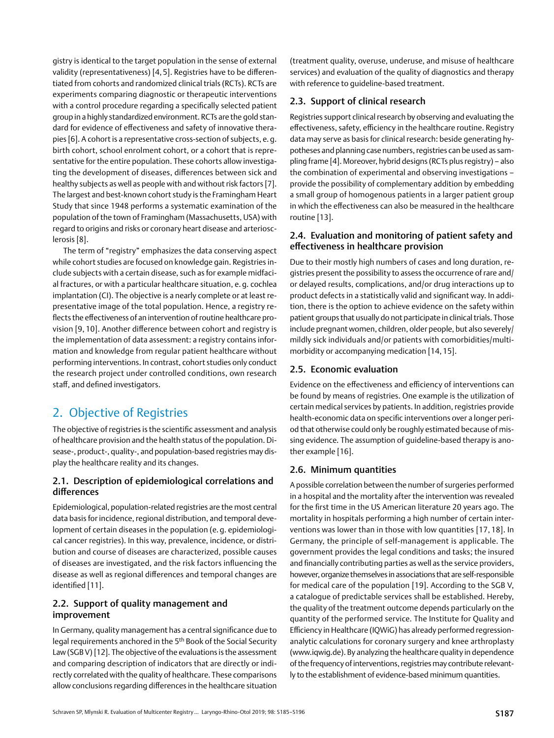gistry is identical to the target population in the sense of external validity (representativeness) [4, 5]. Registries have to be differentiated from cohorts and randomized clinical trials (RCTs). RCTs are experiments comparing diagnostic or therapeutic interventions with a control procedure regarding a specifically selected patient group in a highly standardized environment. RCTs are the gold standard for evidence of effectiveness and safety of innovative therapies [6]. A cohort is a representative cross-section of subjects, e. g. birth cohort, school enrolment cohort, or a cohort that is representative for the entire population. These cohorts allow investigating the development of diseases, differences between sick and healthy subjects as well as people with and without risk factors [7]. The largest and best-known cohort study is the Framingham Heart Study that since 1948 performs a systematic examination of the population of the town of Framingham (Massachusetts, USA) with regard to origins and risks or coronary heart disease and arteriosclerosis [8].

The term of "registry" emphasizes the data conserving aspect while cohort studies are focused on knowledge gain. Registries include subjects with a certain disease, such as for example midfacial fractures, or with a particular healthcare situation, e. g. cochlea implantation (CI). The objective is a nearly complete or at least representative image of the total population. Hence, a registry reflects the effectiveness of an intervention of routine healthcare provision [9, 10]. Another difference between cohort and registry is the implementation of data assessment: a registry contains information and knowledge from regular patient healthcare without performing interventions. In contrast, cohort studies only conduct the research project under controlled conditions, own research staff, and defined investigators.

## 2. Objective of Registries

The objective of registries is the scientific assessment and analysis of healthcare provision and the health status of the population. Disease-, product-, quality-, and population-based registries may display the healthcare reality and its changes.

### 2.1. Description of epidemiological correlations and differences

Epidemiological, population-related registries are the most central data basis for incidence, regional distribution, and temporal development of certain diseases in the population (e. g. epidemiological cancer registries). In this way, prevalence, incidence, or distribution and course of diseases are characterized, possible causes of diseases are investigated, and the risk factors influencing the disease as well as regional differences and temporal changes are identified [11].

### 2.2. Support of quality management and improvement

In Germany, quality management has a central significance due to legal requirements anchored in the 5th Book of the Social Security Law (SGB V) [12]. The objective of the evaluations is the assessment and comparing description of indicators that are directly or indirectly correlated with the quality of healthcare. These comparisons allow conclusions regarding differences in the healthcare situation (treatment quality, overuse, underuse, and misuse of healthcare services) and evaluation of the quality of diagnostics and therapy with reference to guideline-based treatment.

### 2.3. Support of clinical research

Registries support clinical research by observing and evaluating the effectiveness, safety, efficiency in the healthcare routine. Registry data may serve as basis for clinical research: beside generating hypotheses and planning case numbers, registries can be used as sampling frame [4]. Moreover, hybrid designs (RCTs plus registry) – also the combination of experimental and observing investigations – provide the possibility of complementary addition by embedding a small group of homogenous patients in a larger patient group in which the effectiveness can also be measured in the healthcare routine [13].

### 2.4. Evaluation and monitoring of patient safety and effectiveness in healthcare provision

Due to their mostly high numbers of cases and long duration, registries present the possibility to assess the occurrence of rare and/or delayed results, complications, and/or drug interactions up to product defects in a statistically valid and significant way. In addition, there is the option to achieve evidence on the safety within patient groups that usually do not participate in clinical trials. Those include pregnant women, children, older people, but also severely/mildly sick individuals and/or patients with comorbidities/multimorbidity or accompanying medication [14, 15].

### 2.5. Economic evaluation

Evidence on the effectiveness and efficiency of interventions can be found by means of registries. One example is the utilization of certain medical services by patients. In addition, registries provide health-economic data on specific interventions over a longer period that otherwise could only be roughly estimated because of missing evidence. The assumption of guideline-based therapy is another example [16].

### 2.6. Minimum quantities

A possible correlation between the number of surgeries performed in a hospital and the mortality after the intervention was revealed for the first time in the US American literature 20 years ago. The mortality in hospitals performing a high number of certain interventions was lower than in those with low quantities [17, 18]. In Germany, the principle of self-management is applicable. The government provides the legal conditions and tasks; the insured and financially contributing parties as well as the service providers, however, organize themselves in associations that are self-responsible for medical care of the population [19]. According to the SGB V, a catalogue of predictable services shall be established. Hereby, the quality of the treatment outcome depends particularly on the quantity of the performed service. The Institute for Quality and Efficiency in Healthcare (IQWiG) has already performed regression-analytic calculations for coronary surgery and knee arthroplasty (www.iqwig.de). By analyzing the healthcare quality in dependence of the frequency of interventions, registries may contribute relevantly to the establishment of evidence-based minimum quantities.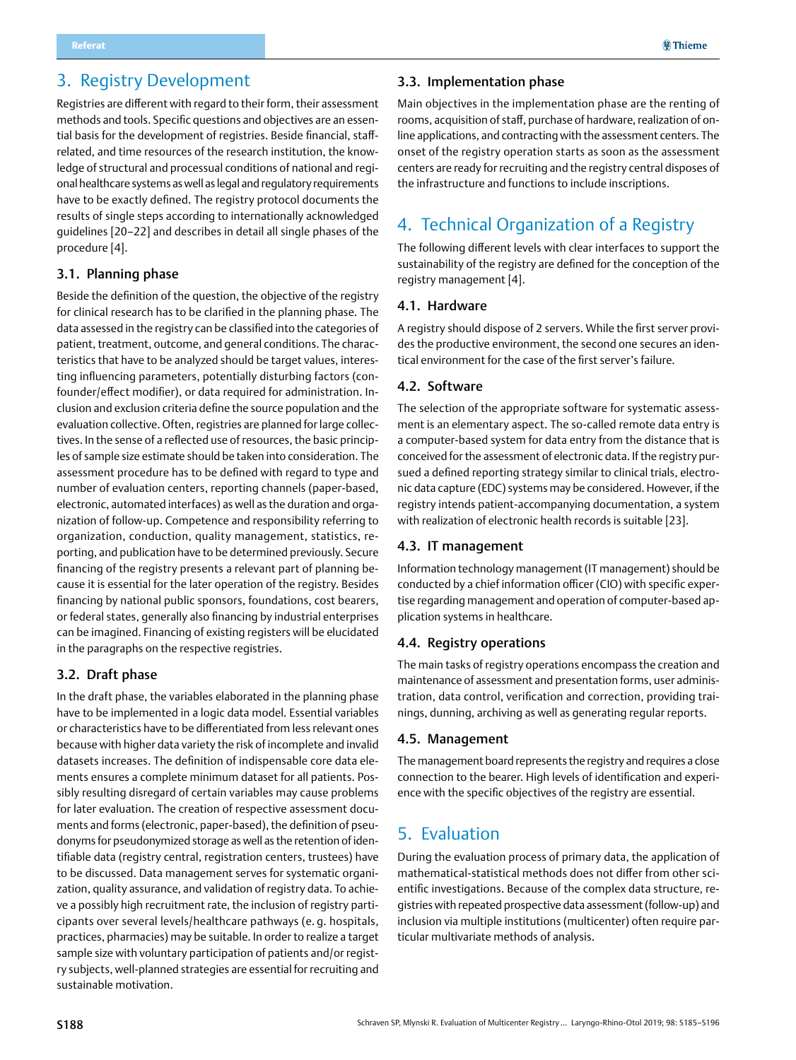## 3. Registry Development

Registries are different with regard to their form, their assessment methods and tools. Specific questions and objectives are an essential basis for the development of registries. Beside financial, staff-related, and time resources of the research institution, the knowledge of structural and processual conditions of national and regional healthcare systems as well as legal and regulatory requirements have to be exactly defined. The registry protocol documents the results of single steps according to internationally acknowledged guidelines [20–22] and describes in detail all single phases of the procedure [4].

### 3.1. Planning phase

Beside the definition of the question, the objective of the registry for clinical research has to be clarified in the planning phase. The data assessed in the registry can be classified into the categories of patient, treatment, outcome, and general conditions. The characteristics that have to be analyzed should be target values, interesting influencing parameters, potentially disturbing factors (confounder/effect modifier), or data required for administration. Inclusion and exclusion criteria define the source population and the evaluation collective. Often, registries are planned for large collectives. In the sense of a reflected use of resources, the basic principles of sample size estimate should be taken into consideration. The assessment procedure has to be defined with regard to type and number of evaluation centers, reporting channels (paper-based, electronic, automated interfaces) as well as the duration and organization of follow-up. Competence and responsibility referring to organization, conduction, quality management, statistics, reporting, and publication have to be determined previously. Secure financing of the registry presents a relevant part of planning because it is essential for the later operation of the registry. Besides financing by national public sponsors, foundations, cost bearers, or federal states, generally also financing by industrial enterprises can be imagined. Financing of existing registers will be elucidated in the paragraphs on the respective registries.

### 3.2. Draft phase

In the draft phase, the variables elaborated in the planning phase have to be implemented in a logic data model. Essential variables or characteristics have to be differentiated from less relevant ones because with higher data variety the risk of incomplete and invalid datasets increases. The definition of indispensable core data elements ensures a complete minimum dataset for all patients. Possibly resulting disregard of certain variables may cause problems for later evaluation. The creation of respective assessment documents and forms (electronic, paper-based), the definition of pseudonyms for pseudonymized storage as well as the retention of identifiable data (registry central, registration centers, trustees) have to be discussed. Data management serves for systematic organization, quality assurance, and validation of registry data. To achieve a possibly high recruitment rate, the inclusion of registry participants over several levels/healthcare pathways (e. g. hospitals, practices, pharmacies) may be suitable. In order to realize a target sample size with voluntary participation of patients and/or registry subjects, well-planned strategies are essential for recruiting and sustainable motivation.

### 3.3. Implementation phase

Main objectives in the implementation phase are the renting of rooms, acquisition of staff, purchase of hardware, realization of online applications, and contracting with the assessment centers. The onset of the registry operation starts as soon as the assessment centers are ready for recruiting and the registry central disposes of the infrastructure and functions to include inscriptions.

## 4. Technical Organization of a Registry

The following different levels with clear interfaces to support the sustainability of the registry are defined for the conception of the registry management [4].

### 4.1. Hardware

A registry should dispose of 2 servers. While the first server provides the productive environment, the second one secures an identical environment for the case of the first server's failure.

### 4.2. Software

The selection of the appropriate software for systematic assessment is an elementary aspect. The so-called remote data entry is a computer-based system for data entry from the distance that is conceived for the assessment of electronic data. If the registry pursued a defined reporting strategy similar to clinical trials, electronic data capture (EDC) systems may be considered. However, if the registry intends patient-accompanying documentation, a system with realization of electronic health records is suitable [23].

### 4.3. IT management

Information technology management (IT management) should be conducted by a chief information officer (CIO) with specific expertise regarding management and operation of computer-based application systems in healthcare.

### 4.4. Registry operations

The main tasks of registry operations encompass the creation and maintenance of assessment and presentation forms, user administration, data control, verification and correction, providing trainings, dunning, archiving as well as generating regular reports.

### 4.5. Management

The management board represents the registry and requires a close connection to the bearer. High levels of identification and experience with the specific objectives of the registry are essential.

## 5. Evaluation

During the evaluation process of primary data, the application of mathematical-statistical methods does not differ from other scientific investigations. Because of the complex data structure, registries with repeated prospective data assessment (follow-up) and inclusion via multiple institutions (multicenter) often require particular multivariate methods of analysis.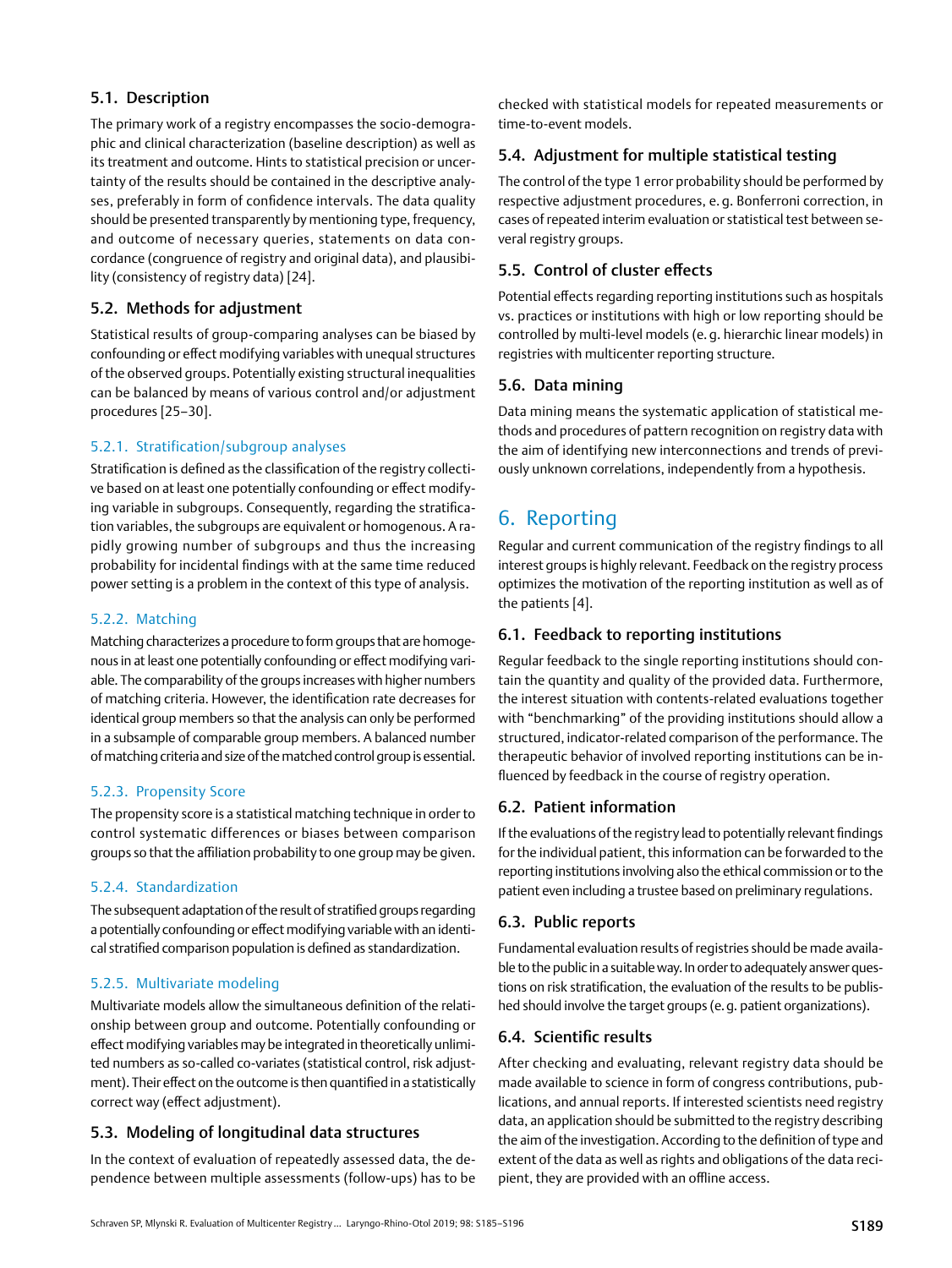## 5.1. Description

The primary work of a registry encompasses the socio-demographic and clinical characterization (baseline description) as well as its treatment and outcome. Hints to statistical precision or uncertainty of the results should be contained in the descriptive analyses, preferably in form of confidence intervals. The data quality should be presented transparently by mentioning type, frequency, and outcome of necessary queries, statements on data concordance (congruence of registry and original data), and plausibility (consistency of registry data) [24].

## 5.2. Methods for adjustment

Statistical results of group-comparing analyses can be biased by confounding or effect modifying variables with unequal structures of the observed groups. Potentially existing structural inequalities can be balanced by means of various control and/or adjustment procedures [25–30].

### 5.2.1. Stratification/subgroup analyses

Stratification is defined as the classification of the registry collective based on at least one potentially confounding or effect modifying variable in subgroups. Consequently, regarding the stratification variables, the subgroups are equivalent or homogenous. A rapidly growing number of subgroups and thus the increasing probability for incidental findings with at the same time reduced power setting is a problem in the context of this type of analysis.

### 5.2.2. Matching

Matching characterizes a procedure to form groups that are homogenous in at least one potentially confounding or effect modifying variable. The comparability of the groups increases with higher numbers of matching criteria. However, the identification rate decreases for identical group members so that the analysis can only be performed in a subsample of comparable group members. A balanced number of matching criteria and size of the matched control group is essential.

### 5.2.3. Propensity Score

The propensity score is a statistical matching technique in order to control systematic differences or biases between comparison groups so that the affiliation probability to one group may be given.

### 5.2.4. Standardization

The subsequent adaptation of the result of stratified groups regarding a potentially confounding or effect modifying variable with an identical stratified comparison population is defined as standardization.

### 5.2.5. Multivariate modeling

Multivariate models allow the simultaneous definition of the relationship between group and outcome. Potentially confounding or effect modifying variables may be integrated in theoretically unlimited numbers as so-called co-variates (statistical control, risk adjustment). Their effect on the outcome is then quantified in a statistically correct way (effect adjustment).

## 5.3. Modeling of longitudinal data structures

In the context of evaluation of repeatedly assessed data, the dependence between multiple assessments (follow-ups) has to be checked with statistical models for repeated measurements or time-to-event models.

## 5.4. Adjustment for multiple statistical testing

The control of the type 1 error probability should be performed by respective adjustment procedures, e. g. Bonferroni correction, in cases of repeated interim evaluation or statistical test between several registry groups.

## 5.5. Control of cluster effects

Potential effects regarding reporting institutions such as hospitals vs. practices or institutions with high or low reporting should be controlled by multi-level models (e. g. hierarchic linear models) in registries with multicenter reporting structure.

## 5.6. Data mining

Data mining means the systematic application of statistical methods and procedures of pattern recognition on registry data with the aim of identifying new interconnections and trends of previously unknown correlations, independently from a hypothesis.

# 6. Reporting

Regular and current communication of the registry findings to all interest groups is highly relevant. Feedback on the registry process optimizes the motivation of the reporting institution as well as of the patients [4].

## 6.1. Feedback to reporting institutions

Regular feedback to the single reporting institutions should contain the quantity and quality of the provided data. Furthermore, the interest situation with contents-related evaluations together with "benchmarking" of the providing institutions should allow a structured, indicator-related comparison of the performance. The therapeutic behavior of involved reporting institutions can be influenced by feedback in the course of registry operation.

## 6.2. Patient information

If the evaluations of the registry lead to potentially relevant findings for the individual patient, this information can be forwarded to the reporting institutions involving also the ethical commission or to the patient even including a trustee based on preliminary regulations.

## 6.3. Public reports

Fundamental evaluation results of registries should be made available to the public in a suitable way. In order to adequately answer questions on risk stratification, the evaluation of the results to be published should involve the target groups (e. g. patient organizations).

## 6.4. Scientific results

After checking and evaluating, relevant registry data should be made available to science in form of congress contributions, publications, and annual reports. If interested scientists need registry data, an application should be submitted to the registry describing the aim of the investigation. According to the definition of type and extent of the data as well as rights and obligations of the data recipient, they are provided with an offline access.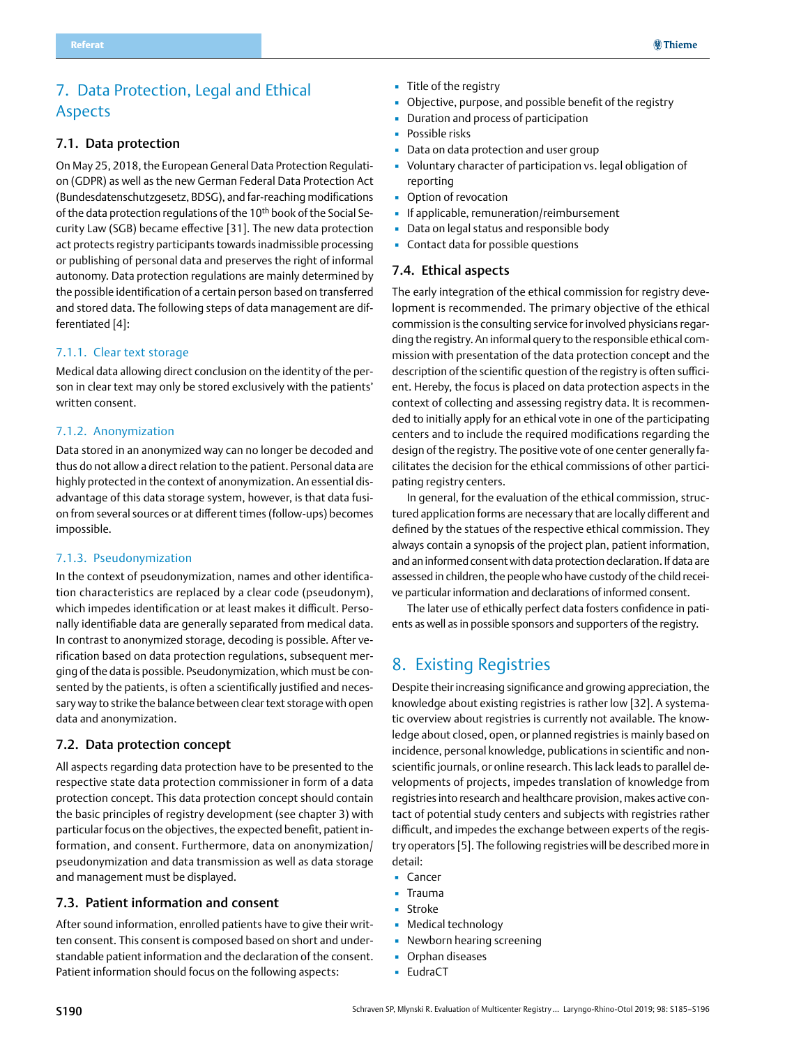## 7. Data Protection, Legal and Ethical Aspects

### 7.1. Data protection

On May 25, 2018, the European General Data Protection Regulation (GDPR) as well as the new German Federal Data Protection Act (Bundesdatenschutzgesetz, BDSG), and far-reaching modifications of the data protection regulations of the 10th book of the Social Security Law (SGB) became effective [31]. The new data protection act protects registry participants towards inadmissible processing or publishing of personal data and preserves the right of informal autonomy. Data protection regulations are mainly determined by the possible identification of a certain person based on transferred and stored data. The following steps of data management are differentiated [4]:

#### 7.1.1. Clear text storage

Medical data allowing direct conclusion on the identity of the person in clear text may only be stored exclusively with the patients' written consent.

#### 7.1.2. Anonymization

Data stored in an anonymized way can no longer be decoded and thus do not allow a direct relation to the patient. Personal data are highly protected in the context of anonymization. An essential disadvantage of this data storage system, however, is that data fusion from several sources or at different times (follow-ups) becomes impossible.

#### 7.1.3. Pseudonymization

In the context of pseudonymization, names and other identification characteristics are replaced by a clear code (pseudonym), which impedes identification or at least makes it difficult. Personally identifiable data are generally separated from medical data. In contrast to anonymized storage, decoding is possible. After verification based on data protection regulations, subsequent merging of the data is possible. Pseudonymization, which must be consented by the patients, is often a scientifically justified and necessary way to strike the balance between clear text storage with open data and anonymization.

### 7.2. Data protection concept

All aspects regarding data protection have to be presented to the respective state data protection commissioner in form of a data protection concept. This data protection concept should contain the basic principles of registry development (see chapter 3) with particular focus on the objectives, the expected benefit, patient information, and consent. Furthermore, data on anonymization/pseudonymization and data transmission as well as data storage and management must be displayed.

### 7.3. Patient information and consent

After sound information, enrolled patients have to give their written consent. This consent is composed based on short and understandable patient information and the declaration of the consent. Patient information should focus on the following aspects:

- Title of the registry
- Objective, purpose, and possible benefit of the registry
- Duration and process of participation
- Possible risks
- Data on data protection and user group
- Voluntary character of participation vs. legal obligation of reporting
- Option of revocation
- If applicable, remuneration/reimbursement
- Data on legal status and responsible body
- Contact data for possible questions

### 7.4. Ethical aspects

The early integration of the ethical commission for registry development is recommended. The primary objective of the ethical commission is the consulting service for involved physicians regarding the registry. An informal query to the responsible ethical commission with presentation of the data protection concept and the description of the scientific question of the registry is often sufficient. Hereby, the focus is placed on data protection aspects in the context of collecting and assessing registry data. It is recommended to initially apply for an ethical vote in one of the participating centers and to include the required modifications regarding the design of the registry. The positive vote of one center generally facilitates the decision for the ethical commissions of other participating registry centers.

In general, for the evaluation of the ethical commission, structured application forms are necessary that are locally different and defined by the statues of the respective ethical commission. They always contain a synopsis of the project plan, patient information, and an informed consent with data protection declaration. If data are assessed in children, the people who have custody of the child receive particular information and declarations of informed consent.

The later use of ethically perfect data fosters confidence in patients as well as in possible sponsors and supporters of the registry.

## 8. Existing Registries

Despite their increasing significance and growing appreciation, the knowledge about existing registries is rather low [32]. A systematic overview about registries is currently not available. The knowledge about closed, open, or planned registries is mainly based on incidence, personal knowledge, publications in scientific and non-scientific journals, or online research. This lack leads to parallel developments of projects, impedes translation of knowledge from registries into research and healthcare provision, makes active contact of potential study centers and subjects with registries rather difficult, and impedes the exchange between experts of the registry operators [5]. The following registries will be described more in detail:

- Cancer
- Trauma
- Stroke
- Medical technology
- Newborn hearing screening
- Orphan diseases
- EudraCT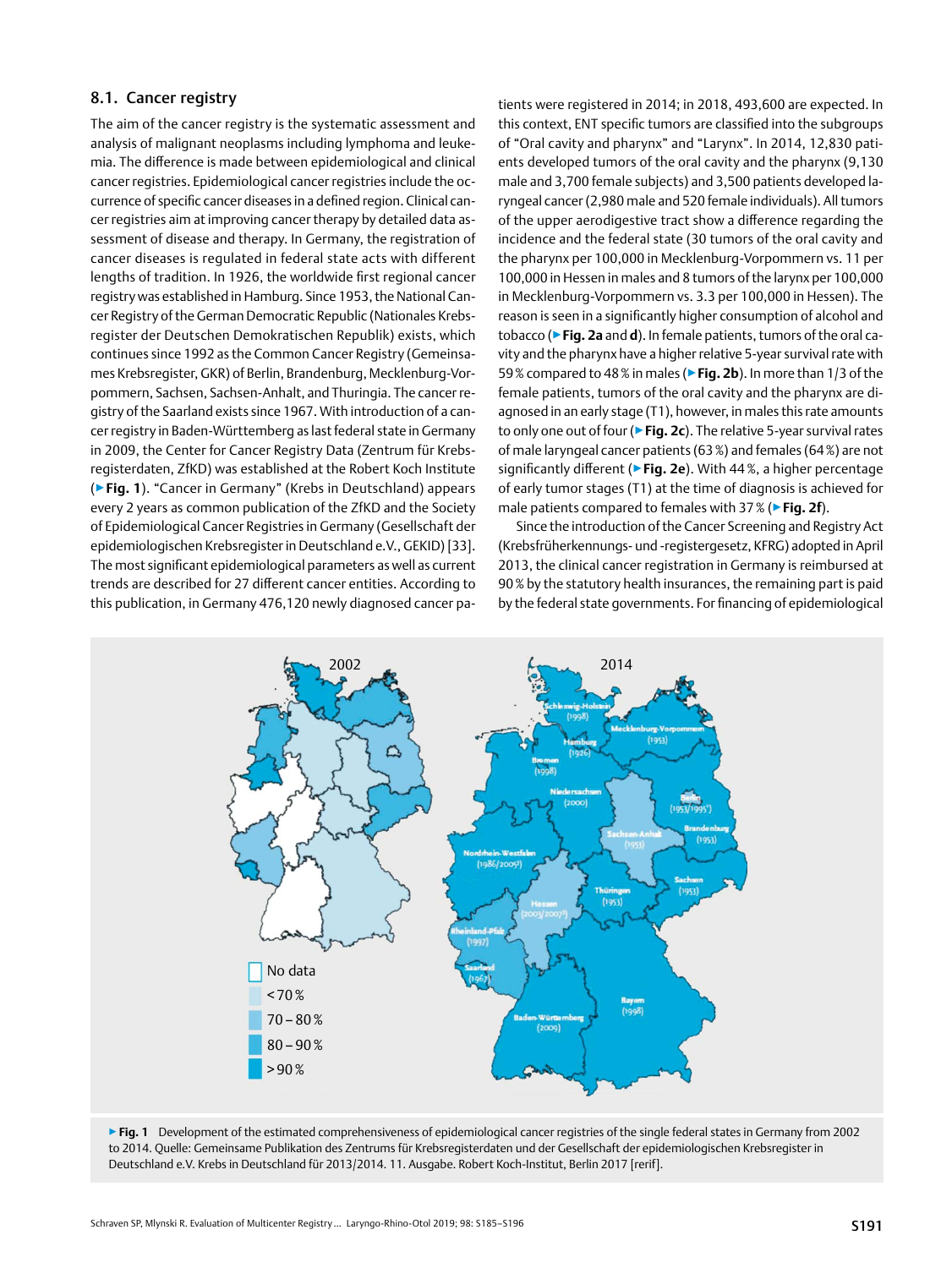## 8.1. Cancer registry

The aim of the cancer registry is the systematic assessment and analysis of malignant neoplasms including lymphoma and leukemia. The difference is made between epidemiological and clinical cancer registries. Epidemiological cancer registries include the occurrence of specific cancer diseases in a defined region. Clinical cancer registries aim at improving cancer therapy by detailed data assessment of disease and therapy. In Germany, the registration of cancer diseases is regulated in federal state acts with different lengths of tradition. In 1926, the worldwide first regional cancer registry was established in Hamburg. Since 1953, the National Cancer Registry of the German Democratic Republic (Nationales Krebsregister der Deutschen Demokratischen Republik) exists, which continues since 1992 as the Common Cancer Registry (Gemeinsames Krebsregister, GKR) of Berlin, Brandenburg, Mecklenburg-Vorpommern, Sachsen, Sachsen-Anhalt, and Thuringia. The cancer registry of the Saarland exists since 1967. With introduction of a cancer registry in Baden-Württemberg as last federal state in Germany in 2009, the Center for Cancer Registry Data (Zentrum für Krebsregisterdaten, ZfKD) was established at the Robert Koch Institute (▶ **Fig. 1**). "Cancer in Germany" (Krebs in Deutschland) appears every 2 years as common publication of the ZfKD and the Society of Epidemiological Cancer Registries in Germany (Gesellschaft der epidemiologischen Krebsregister in Deutschland e.V., GEKID) [33]. The most significant epidemiological parameters as well as current trends are described for 27 different cancer entities. According to this publication, in Germany 476,120 newly diagnosed cancer patients were registered in 2014; in 2018, 493,600 are expected. In this context, ENT specific tumors are classified into the subgroups of "Oral cavity and pharynx" and "Larynx". In 2014, 12,830 patients developed tumors of the oral cavity and the pharynx (9,130 male and 3,700 female subjects) and 3,500 patients developed laryngeal cancer (2,980 male and 520 female individuals). All tumors of the upper aerodigestive tract show a difference regarding the incidence and the federal state (30 tumors of the oral cavity and the pharynx per 100,000 in Mecklenburg-Vorpommern vs. 11 per 100,000 in Hessen in males and 8 tumors of the larynx per 100,000 in Mecklenburg-Vorpommern vs. 3.3 per 100,000 in Hessen). The reason is seen in a significantly higher consumption of alcohol and tobacco (▶ **Fig. 2a** and **d**). In female patients, tumors of the oral cavity and the pharynx have a higher relative 5-year survival rate with 59 % compared to 48 % in males (▶ **Fig. 2b**). In more than 1/3 of the female patients, tumors of the oral cavity and the pharynx are diagnosed in an early stage (T1), however, in males this rate amounts to only one out of four (▶ **Fig. 2c**). The relative 5-year survival rates of male laryngeal cancer patients (63 %) and females (64 %) are not significantly different (▶ **Fig. 2e**). With 44 %, a higher percentage of early tumor stages (T1) at the time of diagnosis is achieved for male patients compared to females with 37 % (▶ **Fig. 2f**).

Since the introduction of the Cancer Screening and Registry Act (Krebsfrüherkennungs- und -registergesetz, KFRG) adopted in April 2013, the clinical cancer registration in Germany is reimbursed at 90 % by the statutory health insurances, the remaining part is paid by the federal state governments. For financing of epidemiological

▶ **Fig. 1** Development of the estimated comprehensiveness of epidemiological cancer registries of the single federal states in Germany from 2002 to 2014. Quelle: Gemeinsame Publikation des Zentrums für Krebsregisterdaten und der Gesellschaft der epidemiologischen Krebsregister in Deutschland e.V. Krebs in Deutschland für 2013/2014. 11. Ausgabe. Robert Koch-Institut, Berlin 2017 [rerif].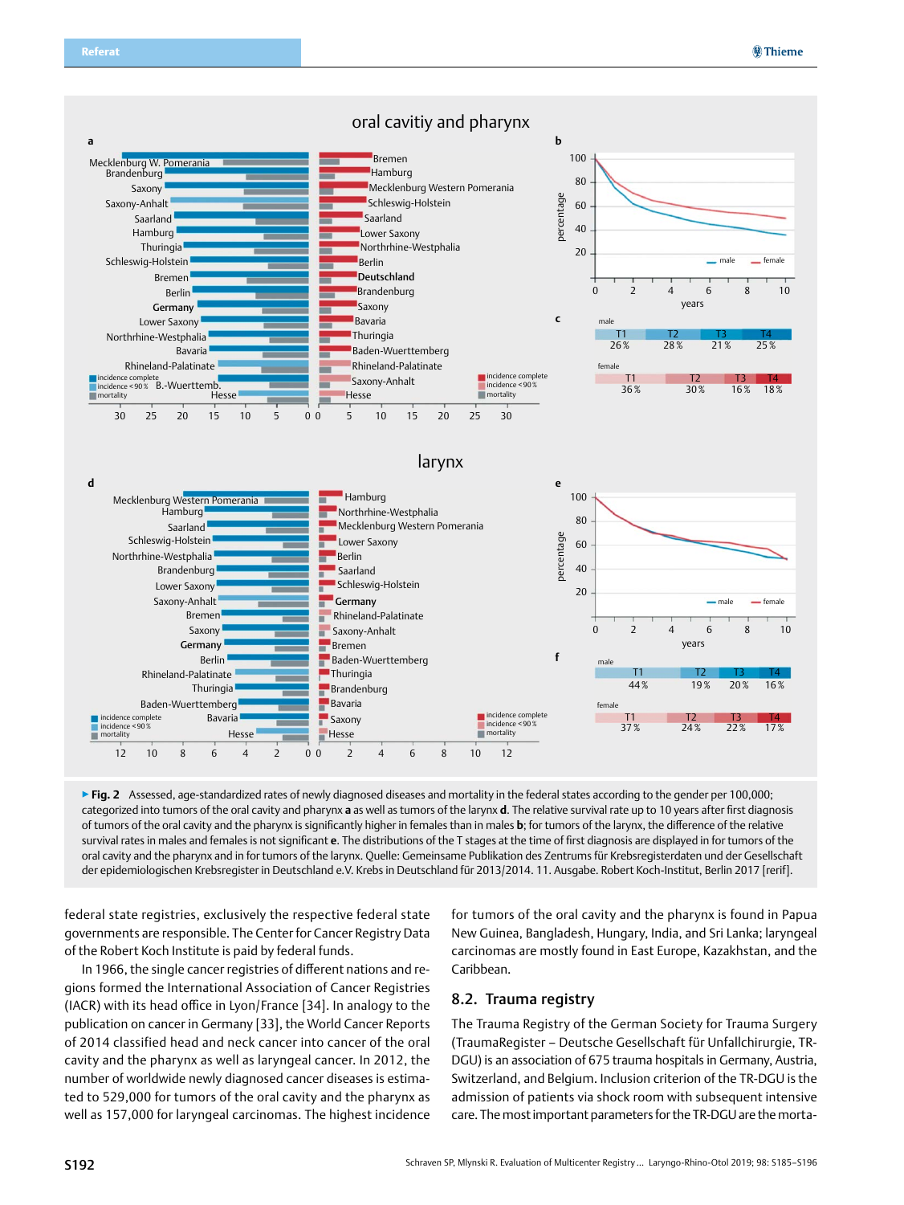**▶ Fig. 2** Assessed, age-standardized rates of newly diagnosed diseases and mortality in the federal states according to the gender per 100,000; categorized into tumors of the oral cavity and pharynx **a** as well as tumors of the larynx **d**. The relative survival rate up to 10 years after first diagnosis of tumors of the oral cavity and the pharynx is significantly higher in females than in males **b**; for tumors of the larynx, the difference of the relative survival rates in males and females is not significant **e**. The distributions of the T stages at the time of first diagnosis are displayed in for tumors of the oral cavity and the pharynx and in for tumors of the larynx. Quelle: Gemeinsame Publikation des Zentrums für Krebsregisterdaten und der Gesellschaft der epidemiologischen Krebsregister in Deutschland e.V. Krebs in Deutschland für 2013/2014. 11. Ausgabe. Robert Koch-Institut, Berlin 2017 [rerif].

federal state registries, exclusively the respective federal state governments are responsible. The Center for Cancer Registry Data of the Robert Koch Institute is paid by federal funds.

In 1966, the single cancer registries of different nations and regions formed the International Association of Cancer Registries (IACR) with its head office in Lyon/France [34]. In analogy to the publication on cancer in Germany [33], the World Cancer Reports of 2014 classified head and neck cancer into cancer of the oral cavity and the pharynx as well as laryngeal cancer. In 2012, the number of worldwide newly diagnosed cancer diseases is estimated to 529,000 for tumors of the oral cavity and the pharynx as well as 157,000 for laryngeal carcinomas. The highest incidence for tumors of the oral cavity and the pharynx is found in Papua New Guinea, Bangladesh, Hungary, India, and Sri Lanka; laryngeal carcinomas are mostly found in East Europe, Kazakhstan, and the Caribbean.

## 8.2. Trauma registry

The Trauma Registry of the German Society for Trauma Surgery (TraumaRegister – Deutsche Gesellschaft für Unfallchirurgie, TR-DGU) is an association of 675 trauma hospitals in Germany, Austria, Switzerland, and Belgium. Inclusion criterion of the TR-DGU is the admission of patients via shock room with subsequent intensive care. The most important parameters for the TR-DGU are the morta-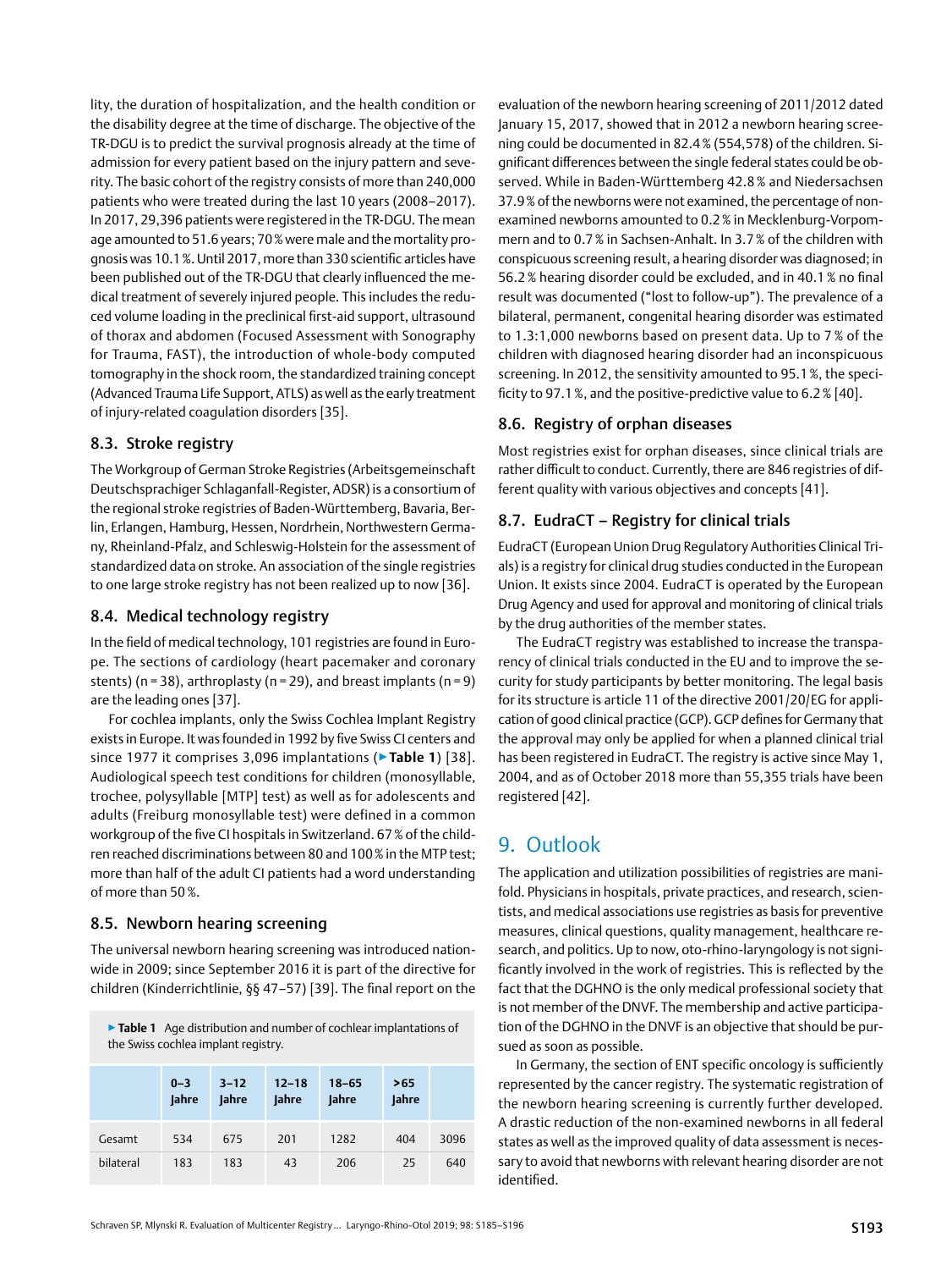lity, the duration of hospitalization, and the health condition or the disability degree at the time of discharge. The objective of the TR-DGU is to predict the survival prognosis already at the time of admission for every patient based on the injury pattern and severity. The basic cohort of the registry consists of more than 240,000 patients who were treated during the last 10 years (2008–2017). In 2017, 29,396 patients were registered in the TR-DGU. The mean age amounted to 51.6 years; 70 % were male and the mortality prognosis was 10.1 %. Until 2017, more than 330 scientific articles have been published out of the TR-DGU that clearly influenced the medical treatment of severely injured people. This includes the reduced volume loading in the preclinical first-aid support, ultrasound of thorax and abdomen (Focused Assessment with Sonography for Trauma, FAST), the introduction of whole-body computed tomography in the shock room, the standardized training concept (Advanced Trauma Life Support, ATLS) as well as the early treatment of injury-related coagulation disorders [35].

## 8.3. Stroke registry

The Workgroup of German Stroke Registries (Arbeitsgemeinschaft Deutschsprachiger Schlaganfall-Register, ADSR) is a consortium of the regional stroke registries of Baden-Württemberg, Bavaria, Berlin, Erlangen, Hamburg, Hessen, Nordrhein, Northwestern Germany, Rheinland-Pfalz, and Schleswig-Holstein for the assessment of standardized data on stroke. An association of the single registries to one large stroke registry has not been realized up to now [36].

## 8.4. Medical technology registry

In the field of medical technology, 101 registries are found in Europe. The sections of cardiology (heart pacemaker and coronary stents) (n = 38), arthroplasty (n = 29), and breast implants (n = 9) are the leading ones [37].

For cochlea implants, only the Swiss Cochlea Implant Registry exists in Europe. It was founded in 1992 by five Swiss CI centers and since 1977 it comprises 3,096 implantations (▶ **Table 1**) [38]. Audiological speech test conditions for children (monosyllable, trochee, polysyllable [MTP] test) as well as for adolescents and adults (Freiburg monosyllable test) were defined in a common workgroup of the five CI hospitals in Switzerland. 67 % of the children reached discriminations between 80 and 100 % in the MTP test; more than half of the adult CI patients had a word understanding of more than 50 %.

## 8.5. Newborn hearing screening

The universal newborn hearing screening was introduced nationwide in 2009; since September 2016 it is part of the directive for children (Kinderrichtlinie, §§ 47–57) [39]. The final report on the evaluation of the newborn hearing screening of 2011/2012 dated January 15, 2017, showed that in 2012 a newborn hearing screening could be documented in 82.4 % (554,578) of the children. Significant differences between the single federal states could be observed. While in Baden-Württemberg 42.8 % and Niedersachsen 37.9 % of the newborns were not examined, the percentage of non-examined newborns amounted to 0.2 % in Mecklenburg-Vorpommern and to 0.7 % in Sachsen-Anhalt. In 3.7 % of the children with conspicuous screening result, a hearing disorder was diagnosed; in 56.2 % hearing disorder could be excluded, and in 40.1 % no final result was documented ("lost to follow-up"). The prevalence of a bilateral, permanent, congenital hearing disorder was estimated to 1.3:1,000 newborns based on present data. Up to 7 % of the children with diagnosed hearing disorder had an inconspicuous screening. In 2012, the sensitivity amounted to 95.1 %, the specificity to 97.1 %, and the positive-predictive value to 6.2 % [40].

▶ **Table 1** Age distribution and number of cochlear implantations of the Swiss cochlea implant registry.

| | 0–3 Jahre | 3–12 Jahre | 12–18 Jahre | 18–65 Jahre | >65 Jahre | |
|---|---|---|---|---|---|---|
| Gesamt | 534 | 675 | 201 | 1282 | 404 | 3096 |
| bilateral | 183 | 183 | 43 | 206 | 25 | 640 |

## 8.6. Registry of orphan diseases

Most registries exist for orphan diseases, since clinical trials are rather difficult to conduct. Currently, there are 846 registries of different quality with various objectives and concepts [41].

## 8.7. EudraCT – Registry for clinical trials

EudraCT (European Union Drug Regulatory Authorities Clinical Trials) is a registry for clinical drug studies conducted in the European Union. It exists since 2004. EudraCT is operated by the European Drug Agency and used for approval and monitoring of clinical trials by the drug authorities of the member states.

The EudraCT registry was established to increase the transparency of clinical trials conducted in the EU and to improve the security for study participants by better monitoring. The legal basis for its structure is article 11 of the directive 2001/20/EG for application of good clinical practice (GCP). GCP defines for Germany that the approval may only be applied for when a planned clinical trial has been registered in EudraCT. The registry is active since May 1, 2004, and as of October 2018 more than 55,355 trials have been registered [42].

# 9. Outlook

The application and utilization possibilities of registries are manifold. Physicians in hospitals, private practices, and research, scientists, and medical associations use registries as basis for preventive measures, clinical questions, quality management, healthcare research, and politics. Up to now, oto-rhino-laryngology is not significantly involved in the work of registries. This is reflected by the fact that the DGHNO is the only medical professional society that is not member of the DNVF. The membership and active participation of the DGHNO in the DNVF is an objective that should be pursued as soon as possible.

In Germany, the section of ENT specific oncology is sufficiently represented by the cancer registry. The systematic registration of the newborn hearing screening is currently further developed. A drastic reduction of the non-examined newborns in all federal states as well as the improved quality of data assessment is necessary to avoid that newborns with relevant hearing disorder are not identified.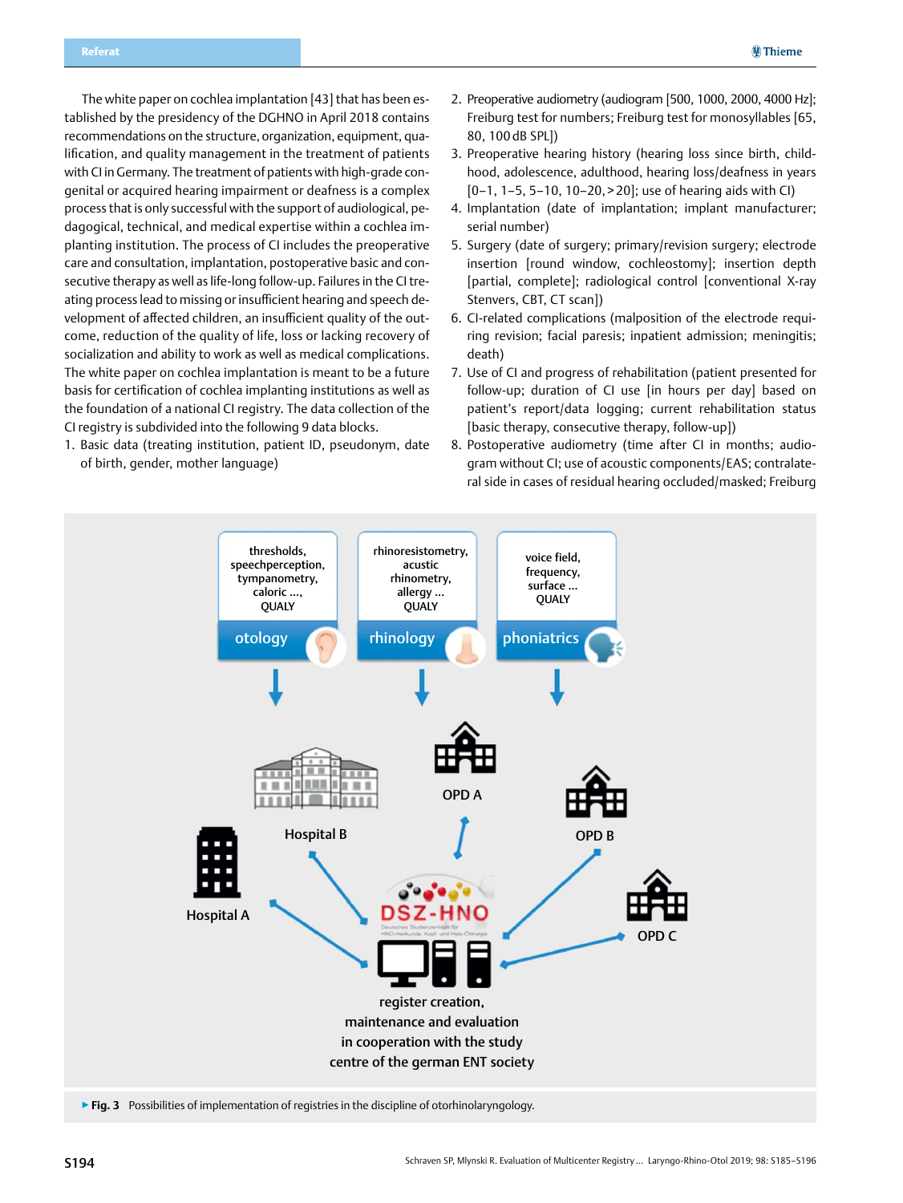The white paper on cochlea implantation [43] that has been established by the presidency of the DGHNO in April 2018 contains recommendations on the structure, organization, equipment, qualification, and quality management in the treatment of patients with CI in Germany. The treatment of patients with high-grade congenital or acquired hearing impairment or deafness is a complex process that is only successful with the support of audiological, pedagogical, technical, and medical expertise within a cochlea implanting institution. The process of CI includes the preoperative care and consultation, implantation, postoperative basic and consecutive therapy as well as life-long follow-up. Failures in the CI treating process lead to missing or insufficient hearing and speech development of affected children, an insufficient quality of the outcome, reduction of the quality of life, loss or lacking recovery of socialization and ability to work as well as medical complications. The white paper on cochlea implantation is meant to be a future basis for certification of cochlea implanting institutions as well as the foundation of a national CI registry. The data collection of the CI registry is subdivided into the following 9 data blocks.

1. Basic data (treating institution, patient ID, pseudonym, date of birth, gender, mother language)
2. Preoperative audiometry (audiogram [500, 1000, 2000, 4000 Hz]; Freiburg test for numbers; Freiburg test for monosyllables [65, 80, 100 dB SPL])
3. Preoperative hearing history (hearing loss since birth, childhood, adolescence, adulthood, hearing loss/deafness in years [0–1, 1–5, 5–10, 10–20, >20]; use of hearing aids with CI)
4. Implantation (date of implantation; implant manufacturer; serial number)
5. Surgery (date of surgery; primary/revision surgery; electrode insertion [round window, cochleostomy]; insertion depth [partial, complete]; radiological control [conventional X-ray Stenvers, CBT, CT scan])
6. CI-related complications (malposition of the electrode requiring revision; facial paresis; inpatient admission; meningitis; death)
7. Use of CI and progress of rehabilitation (patient presented for follow-up; duration of CI use [in hours per day] based on patient's report/data logging; current rehabilitation status [basic therapy, consecutive therapy, follow-up])
8. Postoperative audiometry (time after CI in months; audiogram without CI; use of acoustic components/EAS; contralateral side in cases of residual hearing occluded/masked; Freiburg

▶ **Fig. 3** Possibilities of implementation of registries in the discipline of otorhinolaryngology.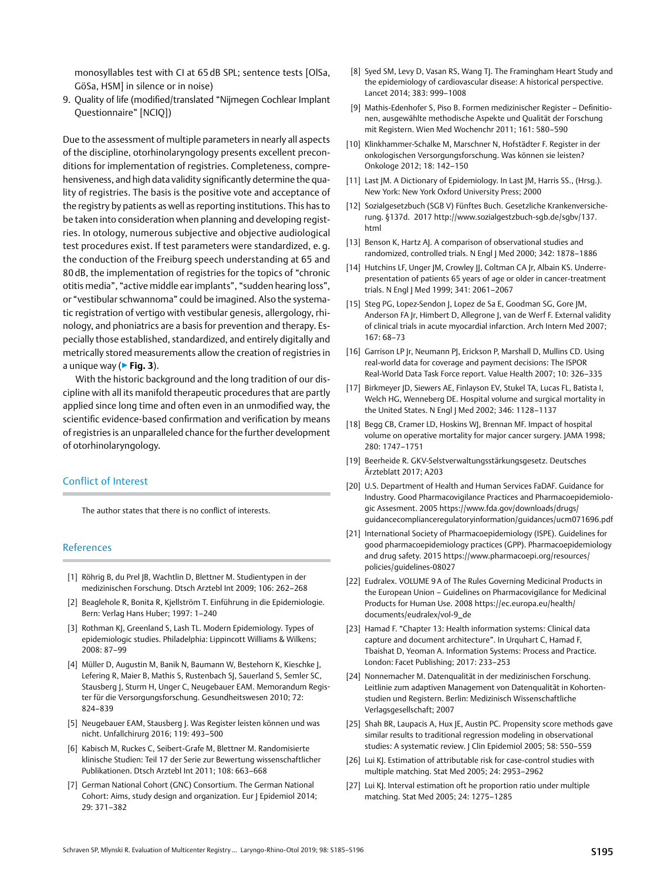monosyllables test with CI at 65 dB SPL; sentence tests [OlSa, GöSa, HSM] in silence or in noise)

9. Quality of life (modified/translated "Nijmegen Cochlear Implant Questionnaire" [NCIQ])

Due to the assessment of multiple parameters in nearly all aspects of the discipline, otorhinolaryngology presents excellent preconditions for implementation of registries. Completeness, comprehensiveness, and high data validity significantly determine the quality of registries. The basis is the positive vote and acceptance of the registry by patients as well as reporting institutions. This has to be taken into consideration when planning and developing registries. In otology, numerous subjective and objective audiological test procedures exist. If test parameters were standardized, e. g. the conduction of the Freiburg speech understanding at 65 and 80 dB, the implementation of registries for the topics of "chronic otitis media", "active middle ear implants", "sudden hearing loss", or "vestibular schwannoma" could be imagined. Also the systematic registration of vertigo with vestibular genesis, allergology, rhinology, and phoniatrics are a basis for prevention and therapy. Especially those established, standardized, and entirely digitally and metrically stored measurements allow the creation of registries in a unique way (▶ **Fig. 3**).

With the historic background and the long tradition of our discipline with all its manifold therapeutic procedures that are partly applied since long time and often even in an unmodified way, the scientific evidence-based confirmation and verification by means of registries is an unparalleled chance for the further development of otorhinolaryngology.

## Conflict of Interest

The author states that there is no conflict of interests.

## References

[1] Röhrig B, du Prel JB, Wachtlin D, Blettner M. Studientypen in der medizinischen Forschung. Dtsch Arztebl Int 2009; 106: 262–268

[2] Beaglehole R, Bonita R, Kjellström T. Einführung in die Epidemiologie. Bern: Verlag Hans Huber; 1997: 1–240

[3] Rothman KJ, Greenland S, Lash TL. Modern Epidemiology. Types of epidemiologic studies. Philadelphia: Lippincott Williams & Wilkens; 2008: 87–99

[4] Müller D, Augustin M, Banik N, Baumann W, Bestehorn K, Kieschke J, Lefering R, Maier B, Mathis S, Rustenbach SJ, Sauerland S, Semler SC, Stausberg J, Sturm H, Unger C, Neugebauer EAM. Memorandum Register für die Versorgungsforschung. Gesundheitswesen 2010; 72: 824–839

[5] Neugebauer EAM, Stausberg J. Was Register leisten können und was nicht. Unfallchirurg 2016; 119: 493–500

[6] Kabisch M, Ruckes C, Seibert-Grafe M, Blettner M. Randomisierte klinische Studien: Teil 17 der Serie zur Bewertung wissenschaftlicher Publikationen. Dtsch Arztebl Int 2011; 108: 663–668

[7] German National Cohort (GNC) Consortium. The German National Cohort: Aims, study design and organization. Eur J Epidemiol 2014; 29: 371–382

[8] Syed SM, Levy D, Vasan RS, Wang TJ. The Framingham Heart Study and the epidemiology of cardiovascular disease: A historical perspective. Lancet 2014; 383: 999–1008

[9] Mathis-Edenhofer S, Piso B. Formen medizinischer Register – Definitionen, ausgewählte methodische Aspekte und Qualität der Forschung mit Registern. Wien Med Wochenchr 2011; 161: 580–590

[10] Klinkhammer-Schalke M, Marschner N, Hofstädter F. Register in der onkologischen Versorgungsforschung. Was können sie leisten? Onkologe 2012; 18: 142–150

[11] Last JM. A Dictionary of Epidemiology. In Last JM, Harris SS., (Hrsg.). New York: New York Oxford University Press; 2000

[12] Sozialgesetzbuch (SGB V) Fünftes Buch. Gesetzliche Krankenversicherung. §137d. 2017 http://www.sozialgestzbuch-sgb.de/sgbv/137.html

[13] Benson K, Hartz AJ. A comparison of observational studies and randomized, controlled trials. N Engl J Med 2000; 342: 1878–1886

[14] Hutchins LF, Unger JM, Crowley JJ, Coltman CA Jr, Albain KS. Underrepresentation of patients 65 years of age or older in cancer-treatment trials. N Engl J Med 1999; 341: 2061–2067

[15] Steg PG, Lopez-Sendon J, Lopez de Sa E, Goodman SG, Gore JM, Anderson FA Jr, Himbert D, Allegrone J, van de Werf F. External validity of clinical trials in acute myocardial infarction. Arch Intern Med 2007; 167: 68–73

[16] Garrison LP Jr, Neumann PJ, Erickson P, Marshall D, Mullins CD. Using real-world data for coverage and payment decisions: The ISPOR Real-World Data Task Force report. Value Health 2007; 10: 326–335

[17] Birkmeyer JD, Siewers AE, Finlayson EV, Stukel TA, Lucas FL, Batista I, Welch HG, Wenneberg DE. Hospital volume and surgical mortality in the United States. N Engl J Med 2002; 346: 1128–1137

[18] Begg CB, Cramer LD, Hoskins WJ, Brennan MF. Impact of hospital volume on operative mortality for major cancer surgery. JAMA 1998; 280: 1747–1751

[19] Beerheide R. GKV-Selstverwaltungsstärkungsgesetz. Deutsches Ärzteblatt 2017; A203

[20] U.S. Department of Health and Human Services FaDAF. Guidance for Industry. Good Pharmacovigilance Practices and Pharmacoepidemiologic Assesment. 2005 https://www.fda.gov/downloads/drugs/guidancecomplianceregulatoryinformation/guidances/ucm071696.pdf

[21] International Society of Pharmacoepidemiology (ISPE). Guidelines for good pharmacoepidemiology practices (GPP). Pharmacoepidemiology and drug safety. 2015 https://www.pharmacoepi.org/resources/policies/guidelines-08027

[22] Eudralex. VOLUME 9 A of The Rules Governing Medicinal Products in the European Union – Guidelines on Pharmacovigilance for Medicinal Products for Human Use. 2008 https://ec.europa.eu/health/documents/eudralex/vol-9_de

[23] Hamad F. "Chapter 13: Health information systems: Clinical data capture and document architecture". In Urquhart C, Hamad F, Tbaishat D, Yeoman A. Information Systems: Process and Practice. London: Facet Publishing; 2017: 233–253

[24] Nonnemacher M. Datenqualität in der medizinischen Forschung. Leitlinie zum adaptiven Management von Datenqualität in Kohortenstudien und Registern. Berlin: Medizinisch Wissenschaftliche Verlagsgesellschaft; 2007

[25] Shah BR, Laupacis A, Hux JE, Austin PC. Propensity score methods gave similar results to traditional regression modeling in observational studies: A systematic review. J Clin Epidemiol 2005; 58: 550–559

[26] Lui KJ. Estimation of attributable risk for case-control studies with multiple matching. Stat Med 2005; 24: 2953–2962

[27] Lui KJ. Interval estimation oft he proportion ratio under multiple matching. Stat Med 2005; 24: 1275–1285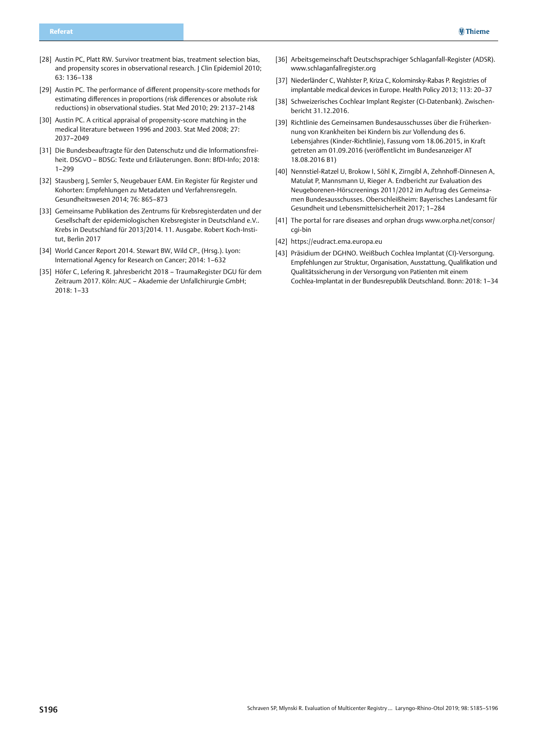[28] Austin PC, Platt RW. Survivor treatment bias, treatment selection bias, and propensity scores in observational research. J Clin Epidemiol 2010; 63: 136–138

[29] Austin PC. The performance of different propensity-score methods for estimating differences in proportions (risk differences or absolute risk reductions) in observational studies. Stat Med 2010; 29: 2137–2148

[30] Austin PC. A critical appraisal of propensity-score matching in the medical literature between 1996 and 2003. Stat Med 2008; 27: 2037–2049

[31] Die Bundesbeauftragte für den Datenschutz und die Informationsfreiheit. DSGVO – BDSG: Texte und Erläuterungen. Bonn: BfDI-Info; 2018: 1–299

[32] Stausberg J, Semler S, Neugebauer EAM. Ein Register für Register und Kohorten: Empfehlungen zu Metadaten und Verfahrensregeln. Gesundheitswesen 2014; 76: 865–873

[33] Gemeinsame Publikation des Zentrums für Krebsregisterdaten und der Gesellschaft der epidemiologischen Krebsregister in Deutschland e.V.. Krebs in Deutschland für 2013/2014. 11. Ausgabe. Robert Koch-Institut, Berlin 2017

[34] World Cancer Report 2014. Stewart BW, Wild CP., (Hrsg.). Lyon: International Agency for Research on Cancer; 2014: 1–632

[35] Höfer C, Lefering R. Jahresbericht 2018 – TraumaRegister DGU für dem Zeitraum 2017. Köln: AUC – Akademie der Unfallchirurgie GmbH; 2018: 1–33

[36] Arbeitsgemeinschaft Deutschsprachiger Schlaganfall-Register (ADSR). www.schlaganfallregister.org

[37] Niederländer C, Wahlster P, Kriza C, Kolominsky-Rabas P. Registries of implantable medical devices in Europe. Health Policy 2013; 113: 20–37

[38] Schweizerisches Cochlear Implant Register (CI-Datenbank). Zwischenbericht 31.12.2016.

[39] Richtlinie des Gemeinsamen Bundesausschusses über die Früherkennung von Krankheiten bei Kindern bis zur Vollendung des 6. Lebensjahres (Kinder-Richtlinie), Fassung vom 18.06.2015, in Kraft getreten am 01.09.2016 (veröffentlicht im Bundesanzeiger AT 18.08.2016 B1)

[40] Nennstiel-Ratzel U, Brokow I, Söhl K, Zirngibl A, Zehnhoff-Dinnesen A, Matulat P, Mannsmann U, Rieger A. Endbericht zur Evaluation des Neugeborenen-Hörscreenings 2011/2012 im Auftrag des Gemeinsamen Bundesausschusses. Oberschleißheim: Bayerisches Landesamt für Gesundheit und Lebensmittelsicherheit 2017; 1–284

[41] The portal for rare diseases and orphan drugs www.orpha.net/consor/cgi-bin

[42] https://eudract.ema.europa.eu

[43] Präsidium der DGHNO. Weißbuch Cochlea Implantat (CI)-Versorgung. Empfehlungen zur Struktur, Organisation, Ausstattung, Qualifikation und Qualitätssicherung in der Versorgung von Patienten mit einem Cochlea-Implantat in der Bundesrepublik Deutschland. Bonn: 2018: 1–34